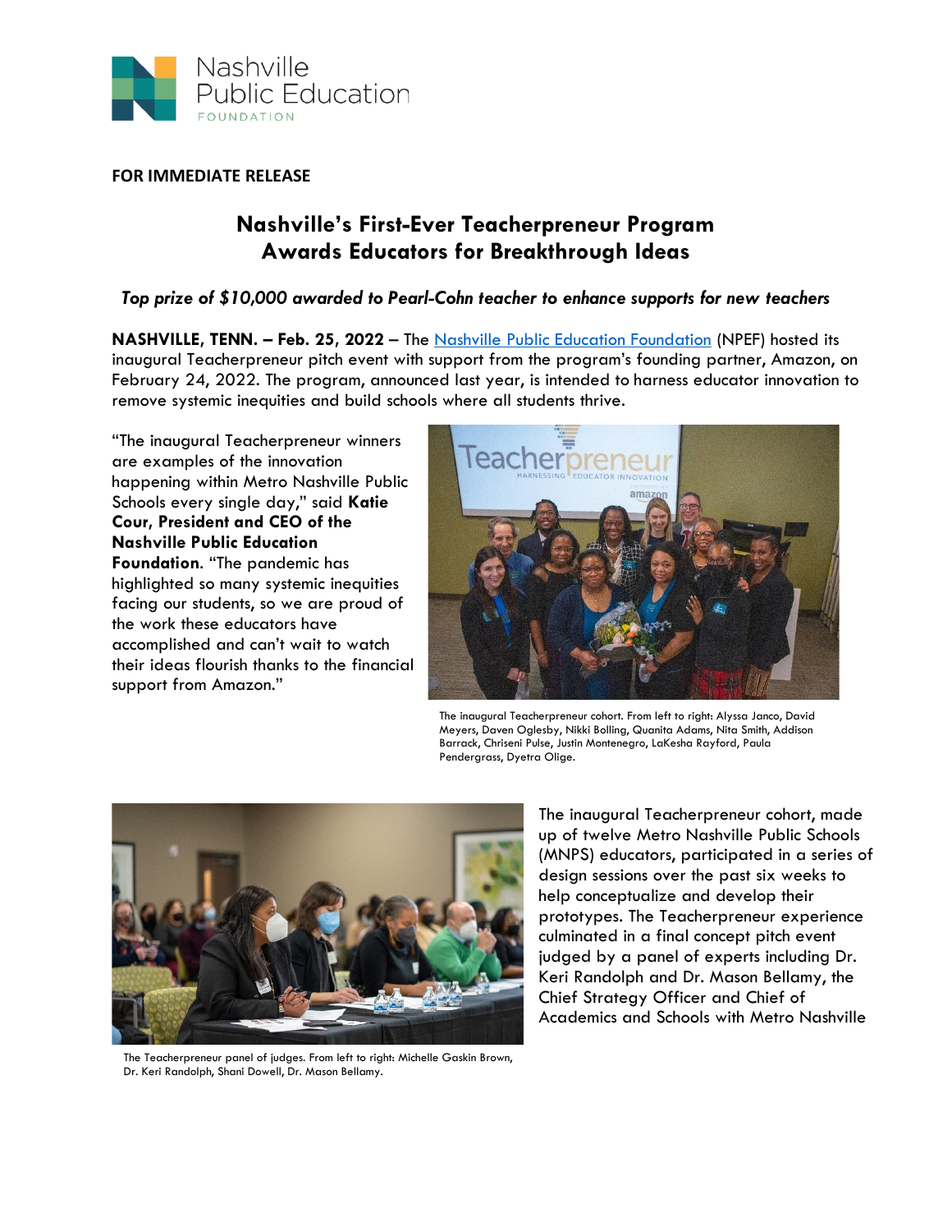**FOR IMMEDIATE RELEASE**

# Nashville's First-Ever Teacherpreneur Program Awards Educators for Breakthrough Ideas

***Top prize of $10,000 awarded to Pearl-Cohn teacher to enhance supports for new teachers***

**NASHVILLE, TENN. – Feb. 25, 2022** – The [Nashville Public Education Foundation] (NPEF) hosted its inaugural Teacherpreneur pitch event with support from the program's founding partner, Amazon, on February 24, 2022. The program, announced last year, is intended to harness educator innovation to remove systemic inequities and build schools where all students thrive.

"The inaugural Teacherpreneur winners are examples of the innovation happening within Metro Nashville Public Schools every single day," said **Katie Cour, President and CEO of the Nashville Public Education Foundation**. "The pandemic has highlighted so many systemic inequities facing our students, so we are proud of the work these educators have accomplished and can't wait to watch their ideas flourish thanks to the financial support from Amazon."

The inaugural Teacherpreneur cohort. From left to right: Alyssa Janco, David Meyers, Daven Oglesby, Nikki Bolling, Quanita Adams, Nita Smith, Addison Barrack, Chriseni Pulse, Justin Montenegro, LaKesha Rayford, Paula Pendergrass, Dyetra Olige.

The Teacherpreneur panel of judges. From left to right: Michelle Gaskin Brown, Dr. Keri Randolph, Shani Dowell, Dr. Mason Bellamy.

The inaugural Teacherpreneur cohort, made up of twelve Metro Nashville Public Schools (MNPS) educators, participated in a series of design sessions over the past six weeks to help conceptualize and develop their prototypes. The Teacherpreneur experience culminated in a final concept pitch event judged by a panel of experts including Dr. Keri Randolph and Dr. Mason Bellamy, the Chief Strategy Officer and Chief of Academics and Schools with Metro Nashville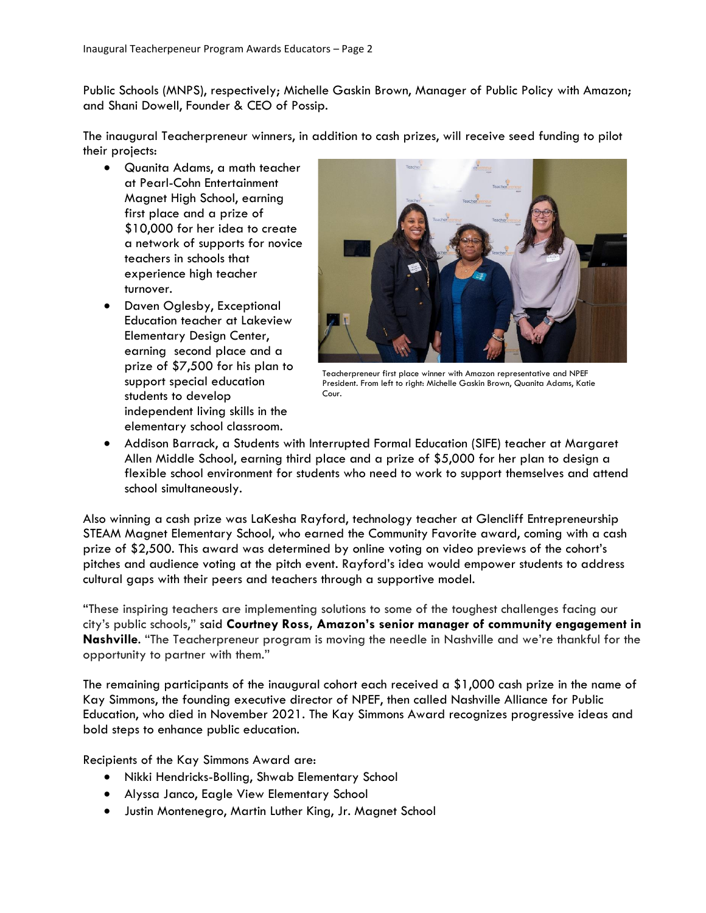Public Schools (MNPS), respectively; Michelle Gaskin Brown, Manager of Public Policy with Amazon; and Shani Dowell, Founder & CEO of Possip.

The inaugural Teacherpreneur winners, in addition to cash prizes, will receive seed funding to pilot their projects:

- Quanita Adams, a math teacher at Pearl-Cohn Entertainment Magnet High School, earning first place and a prize of $10,000 for her idea to create a network of supports for novice teachers in schools that experience high teacher turnover.
- Daven Oglesby, Exceptional Education teacher at Lakeview Elementary Design Center, earning second place and a prize of $7,500 for his plan to support special education students to develop independent living skills in the elementary school classroom.
- Addison Barrack, a Students with Interrupted Formal Education (SIFE) teacher at Margaret Allen Middle School, earning third place and a prize of $5,000 for her plan to design a flexible school environment for students who need to work to support themselves and attend school simultaneously.

Teacherpreneur first place winner with Amazon representative and NPEF President. From left to right: Michelle Gaskin Brown, Quanita Adams, Katie Cour.

Also winning a cash prize was LaKesha Rayford, technology teacher at Glencliff Entrepreneurship STEAM Magnet Elementary School, who earned the Community Favorite award, coming with a cash prize of $2,500. This award was determined by online voting on video previews of the cohort's pitches and audience voting at the pitch event. Rayford's idea would empower students to address cultural gaps with their peers and teachers through a supportive model.

"These inspiring teachers are implementing solutions to some of the toughest challenges facing our city's public schools," said **Courtney Ross, Amazon's senior manager of community engagement in Nashville**. "The Teacherpreneur program is moving the needle in Nashville and we're thankful for the opportunity to partner with them."

The remaining participants of the inaugural cohort each received a $1,000 cash prize in the name of Kay Simmons, the founding executive director of NPEF, then called Nashville Alliance for Public Education, who died in November 2021. The Kay Simmons Award recognizes progressive ideas and bold steps to enhance public education.

Recipients of the Kay Simmons Award are:

- Nikki Hendricks-Bolling, Shwab Elementary School
- Alyssa Janco, Eagle View Elementary School
- Justin Montenegro, Martin Luther King, Jr. Magnet School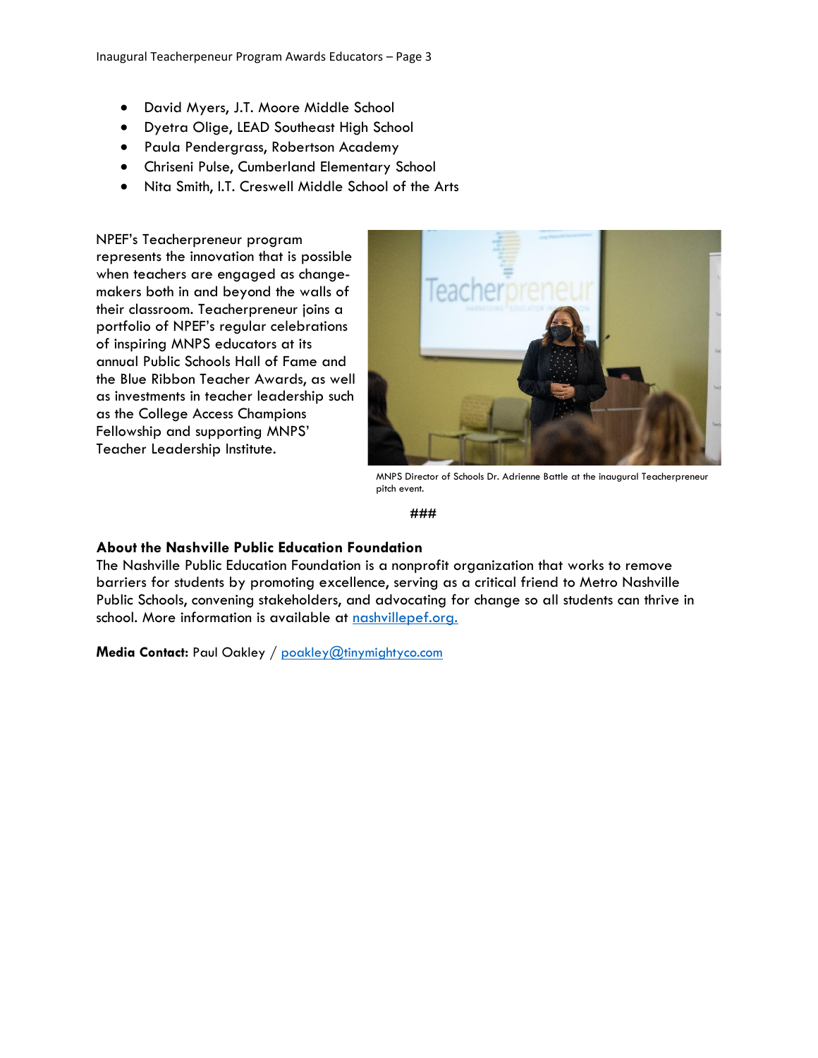- David Myers, J.T. Moore Middle School
- Dyetra Olige, LEAD Southeast High School
- Paula Pendergrass, Robertson Academy
- Chriseni Pulse, Cumberland Elementary School
- Nita Smith, I.T. Creswell Middle School of the Arts

NPEF's Teacherpreneur program represents the innovation that is possible when teachers are engaged as change-makers both in and beyond the walls of their classroom. Teacherpreneur joins a portfolio of NPEF's regular celebrations of inspiring MNPS educators at its annual Public Schools Hall of Fame and the Blue Ribbon Teacher Awards, as well as investments in teacher leadership such as the College Access Champions Fellowship and supporting MNPS' Teacher Leadership Institute.

MNPS Director of Schools Dr. Adrienne Battle at the inaugural Teacherpreneur pitch event.

###

**About the Nashville Public Education Foundation**

The Nashville Public Education Foundation is a nonprofit organization that works to remove barriers for students by promoting excellence, serving as a critical friend to Metro Nashville Public Schools, convening stakeholders, and advocating for change so all students can thrive in school. More information is available at [nashvillepef.org.](https://nashvillepef.org)

**Media Contact:** Paul Oakley / [poakley@tinymightyco.com](mailto:poakley@tinymightyco.com)